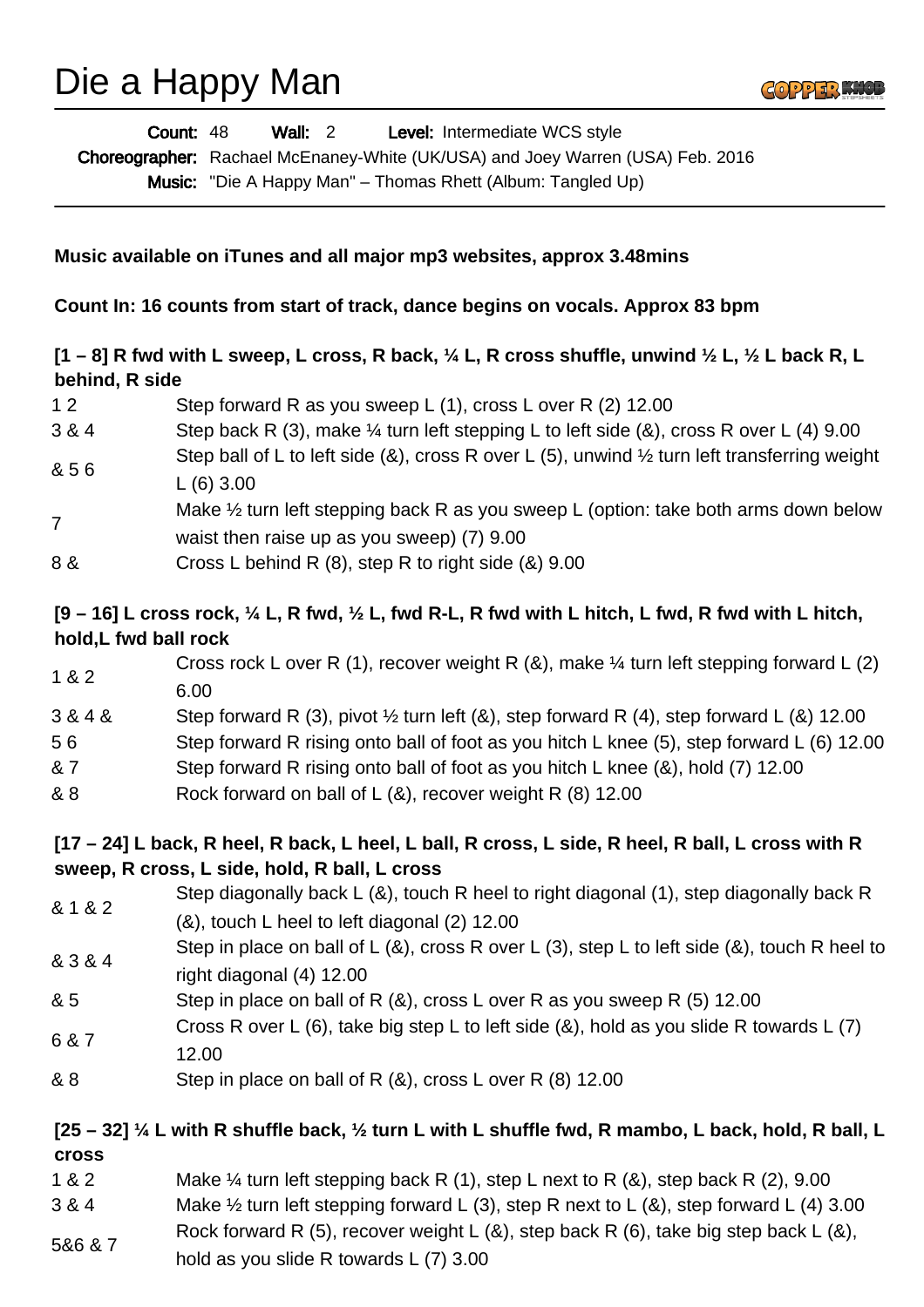# Die a Happy Man

**Count:** 48 **Wall:** 2 **Level:** Intermediate WCS style
**Choreographer:** Rachael McEnaney-White (UK/USA) and Joey Warren (USA) Feb. 2016
**Music:** "Die A Happy Man" – Thomas Rhett (Album: Tangled Up)

---

**Music available on iTunes and all major mp3 websites, approx 3.48mins**

**Count In: 16 counts from start of track, dance begins on vocals. Approx 83 bpm**

**[1 – 8] R fwd with L sweep, L cross, R back, ¼ L, R cross shuffle, unwind ½ L, ½ L back R, L behind, R side**

| | |
|---|---|
| 1 2 | Step forward R as you sweep L (1), cross L over R (2) 12.00 |
| 3 & 4 | Step back R (3), make ¼ turn left stepping L to left side (&), cross R over L (4) 9.00 |
| & 5 6 | Step ball of L to left side (&), cross R over L (5), unwind ½ turn left transferring weight L (6) 3.00 |
| 7 | Make ½ turn left stepping back R as you sweep L (option: take both arms down below waist then raise up as you sweep) (7) 9.00 |
| 8 & | Cross L behind R (8), step R to right side (&) 9.00 |

**[9 – 16] L cross rock, ¼ L, R fwd, ½ L, fwd R-L, R fwd with L hitch, L fwd, R fwd with L hitch, hold,L fwd ball rock**

| | |
|---|---|
| 1 & 2 | Cross rock L over R (1), recover weight R (&), make ¼ turn left stepping forward L (2) 6.00 |
| 3 & 4 & | Step forward R (3), pivot ½ turn left (&), step forward R (4), step forward L (&) 12.00 |
| 5 6 | Step forward R rising onto ball of foot as you hitch L knee (5), step forward L (6) 12.00 |
| & 7 | Step forward R rising onto ball of foot as you hitch L knee (&), hold (7) 12.00 |
| & 8 | Rock forward on ball of L (&), recover weight R (8) 12.00 |

**[17 – 24] L back, R heel, R back, L heel, L ball, R cross, L side, R heel, R ball, L cross with R sweep, R cross, L side, hold, R ball, L cross**

| | |
|---|---|
| & 1 & 2 | Step diagonally back L (&), touch R heel to right diagonal (1), step diagonally back R (&), touch L heel to left diagonal (2) 12.00 |
| & 3 & 4 | Step in place on ball of L (&), cross R over L (3), step L to left side (&), touch R heel to right diagonal (4) 12.00 |
| & 5 | Step in place on ball of R (&), cross L over R as you sweep R (5) 12.00 |
| 6 & 7 | Cross R over L (6), take big step L to left side (&), hold as you slide R towards L (7) 12.00 |
| & 8 | Step in place on ball of R (&), cross L over R (8) 12.00 |

**[25 – 32] ¼ L with R shuffle back, ½ turn L with L shuffle fwd, R mambo, L back, hold, R ball, L cross**

| | |
|---|---|
| 1 & 2 | Make ¼ turn left stepping back R (1), step L next to R (&), step back R (2), 9.00 |
| 3 & 4 | Make ½ turn left stepping forward L (3), step R next to L (&), step forward L (4) 3.00 |
| 5&6 & 7 | Rock forward R (5), recover weight L (&), step back R (6), take big step back L (&), hold as you slide R towards L (7) 3.00 |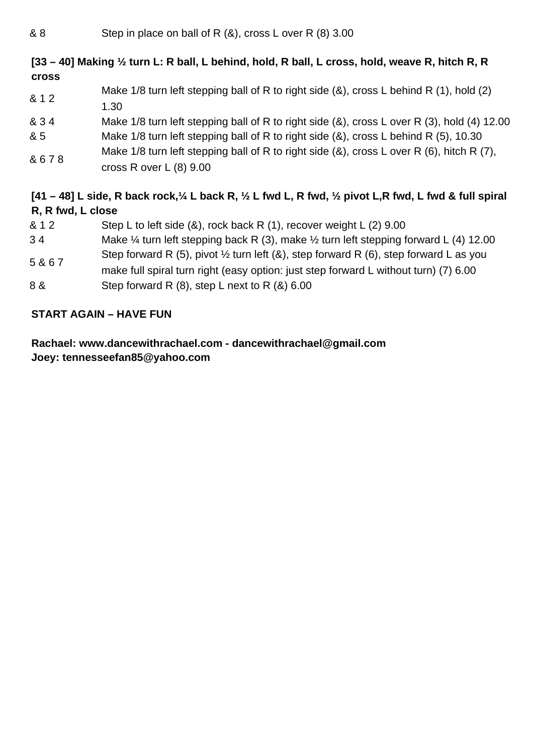| | |
|---|---|
| & 8 | Step in place on ball of R (&), cross L over R (8) 3.00 |

**[33 – 40] Making ½ turn L: R ball, L behind, hold, R ball, L cross, hold, weave R, hitch R, R cross**

| | |
|---|---|
| & 1 2 | Make 1/8 turn left stepping ball of R to right side (&), cross L behind R (1), hold (2) 1.30 |
| & 3 4 | Make 1/8 turn left stepping ball of R to right side (&), cross L over R (3), hold (4) 12.00 |
| & 5 | Make 1/8 turn left stepping ball of R to right side (&), cross L behind R (5), 10.30 |
| & 6 7 8 | Make 1/8 turn left stepping ball of R to right side (&), cross L over R (6), hitch R (7), cross R over L (8) 9.00 |

**[41 – 48] L side, R back rock,¼ L back R, ½ L fwd L, R fwd, ½ pivot L,R fwd, L fwd & full spiral R, R fwd, L close**

| | |
|---|---|
| & 1 2 | Step L to left side (&), rock back R (1), recover weight L (2) 9.00 |
| 3 4 | Make ¼ turn left stepping back R (3), make ½ turn left stepping forward L (4) 12.00 |
| 5 & 6 7 | Step forward R (5), pivot ½ turn left (&), step forward R (6), step forward L as you make full spiral turn right (easy option: just step forward L without turn) (7) 6.00 |
| 8 & | Step forward R (8), step L next to R (&) 6.00 |

**START AGAIN – HAVE FUN**

**Rachael: www.dancewithrachael.com - dancewithrachael@gmail.com**
**Joey: tennesseefan85@yahoo.com**